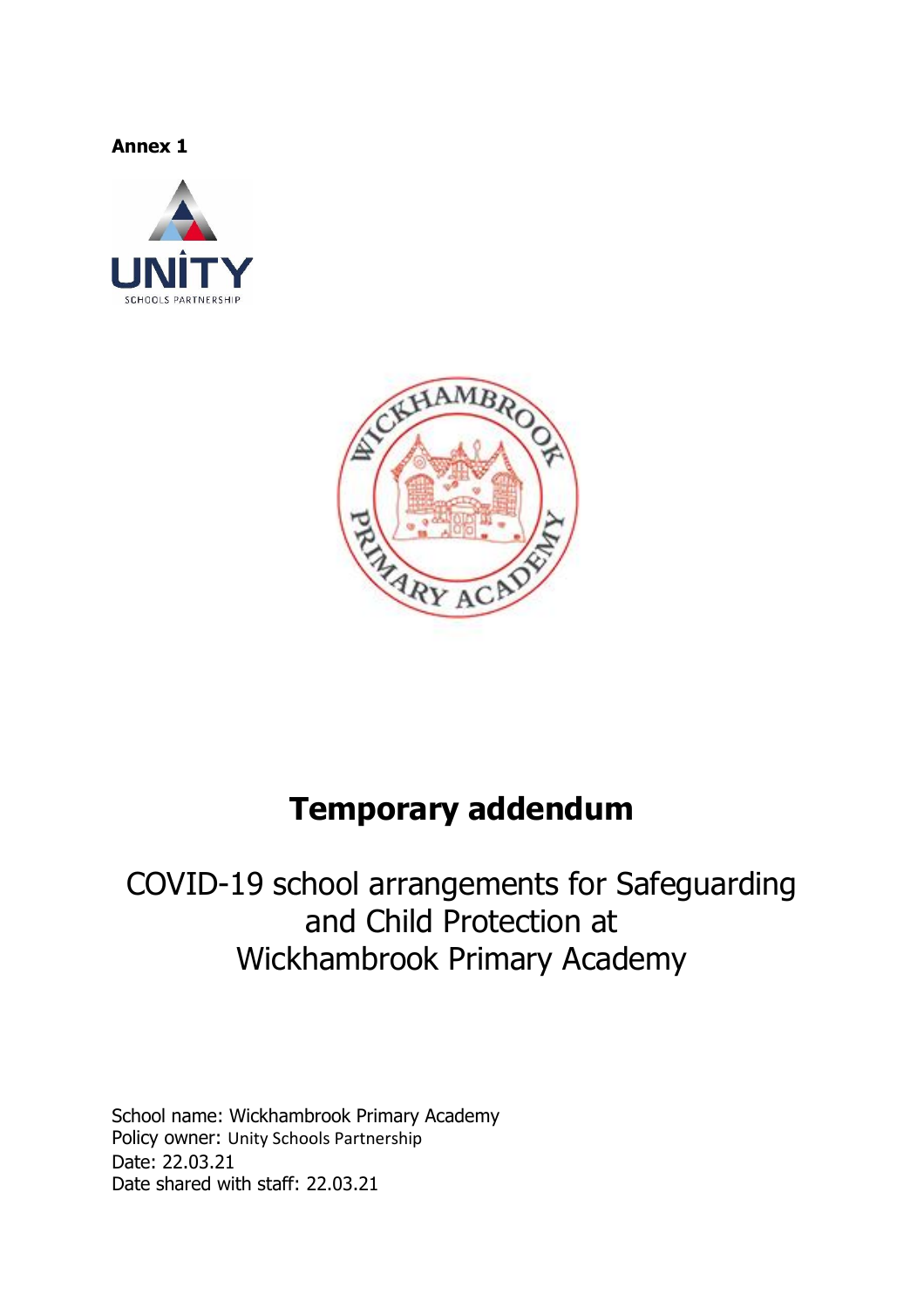**Annex 1**

# Temporary addendum

## COVID-19 school arrangements for Safeguarding and Child Protection at Wickhambrook Primary Academy

School name: Wickhambrook Primary Academy
Policy owner: Unity Schools Partnership
Date: 22.03.21
Date shared with staff: 22.03.21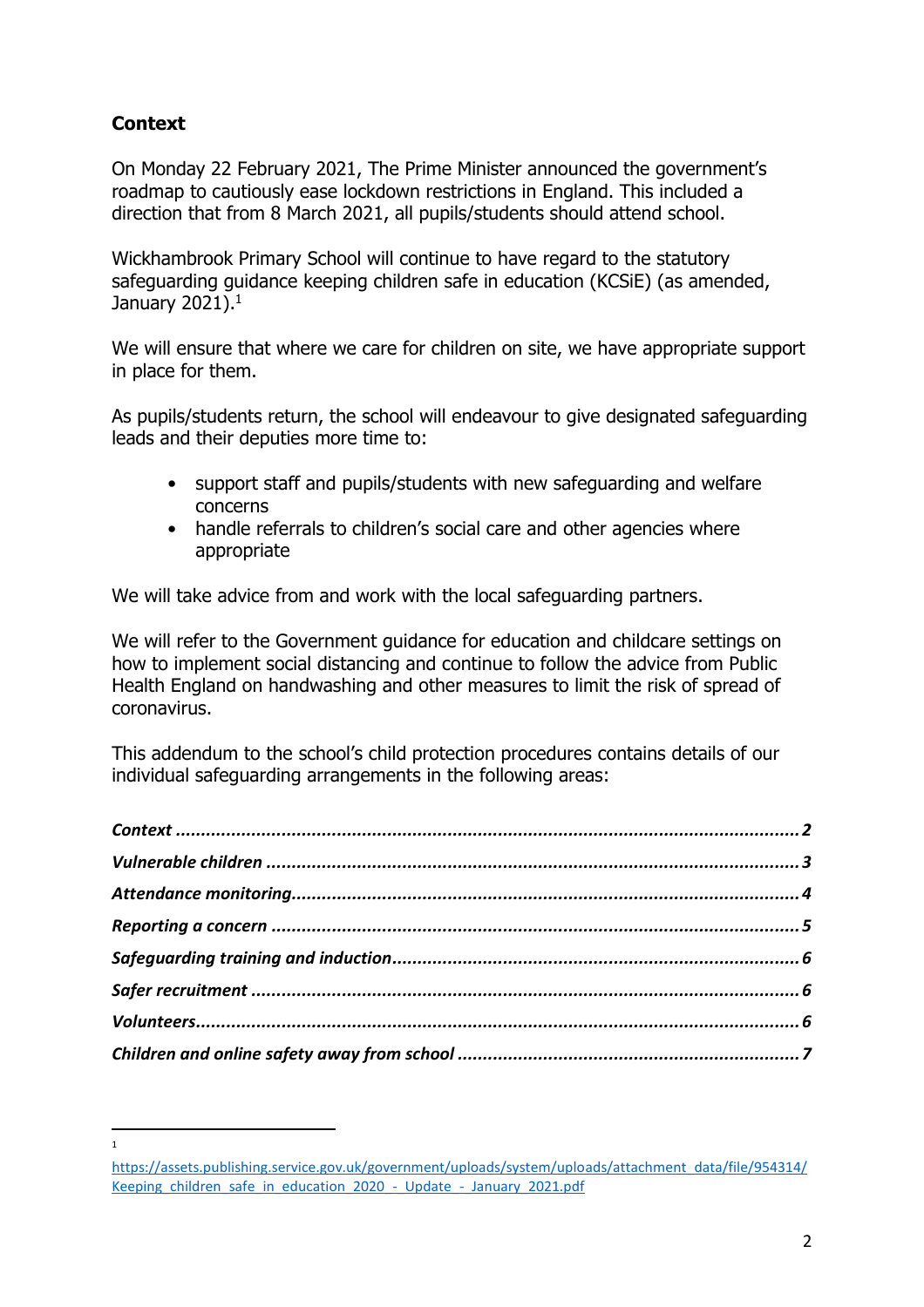## Context

On Monday 22 February 2021, The Prime Minister announced the government's roadmap to cautiously ease lockdown restrictions in England. This included a direction that from 8 March 2021, all pupils/students should attend school.

Wickhambrook Primary School will continue to have regard to the statutory safeguarding guidance keeping children safe in education (KCSiE) (as amended, January 2021).[1]

We will ensure that where we care for children on site, we have appropriate support in place for them.

As pupils/students return, the school will endeavour to give designated safeguarding leads and their deputies more time to:

- support staff and pupils/students with new safeguarding and welfare concerns
- handle referrals to children's social care and other agencies where appropriate

We will take advice from and work with the local safeguarding partners.

We will refer to the Government guidance for education and childcare settings on how to implement social distancing and continue to follow the advice from Public Health England on handwashing and other measures to limit the risk of spread of coronavirus.

This addendum to the school's child protection procedures contains details of our individual safeguarding arrangements in the following areas:

***Context*** ....... **2**
***Vulnerable children*** ....... **3**
***Attendance monitoring*** ....... **4**
***Reporting a concern*** ....... **5**
***Safeguarding training and induction*** ....... **6**
***Safer recruitment*** ....... **6**
***Volunteers*** ....... **6**
***Children and online safety away from school*** ....... **7**

---

[1] https://assets.publishing.service.gov.uk/government/uploads/system/uploads/attachment_data/file/954314/Keeping_children_safe_in_education_2020_-_Update_-_January_2021.pdf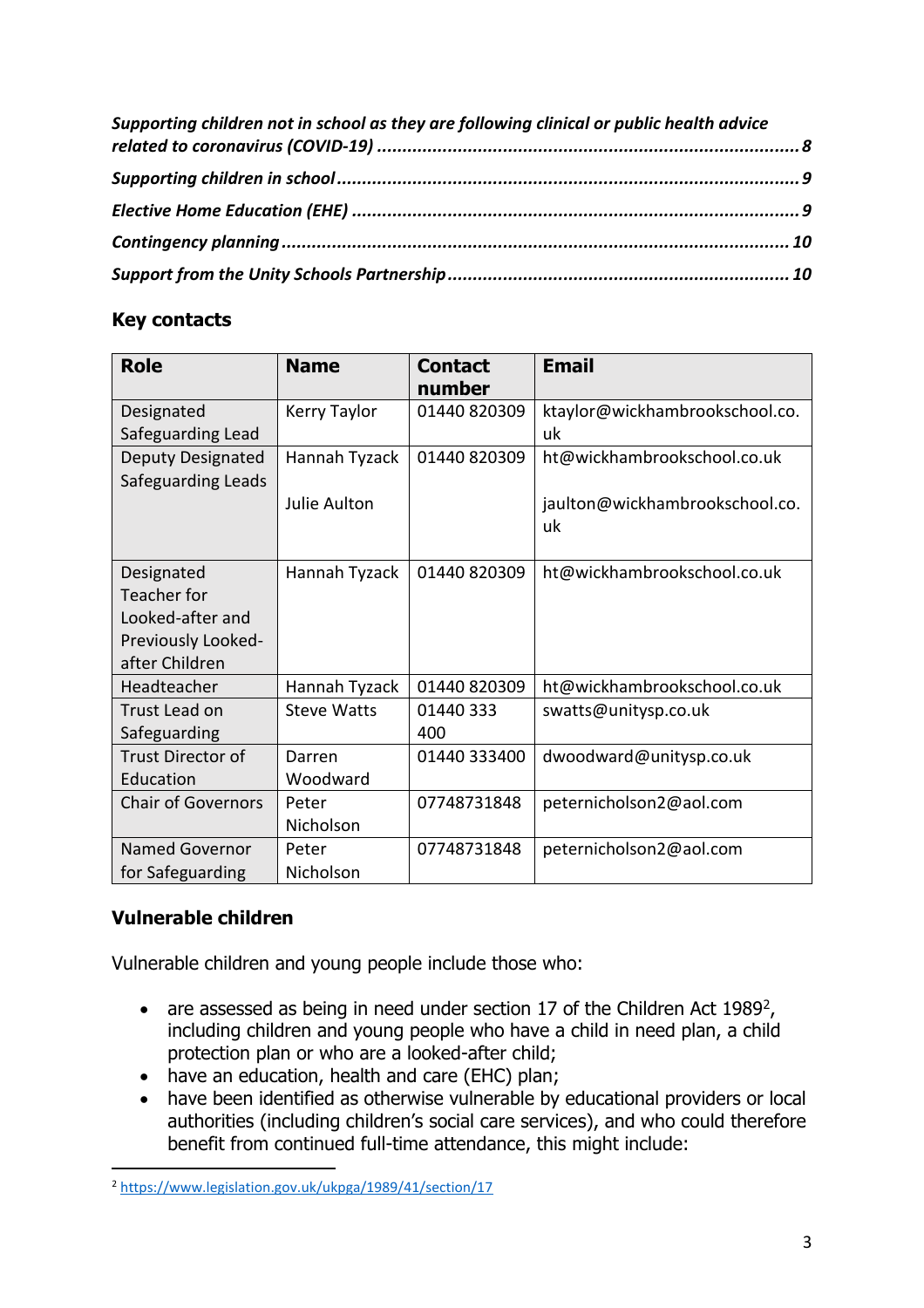*Supporting children not in school as they are following clinical or public health advice related to coronavirus (COVID-19)* ........ *8*

*Supporting children in school* ........ *9*

*Elective Home Education (EHE)* ........ *9*

*Contingency planning* ........ *10*

*Support from the Unity Schools Partnership* ........ *10*

## Key contacts

| Role | Name | Contact number | Email |
|---|---|---|---|
| Designated Safeguarding Lead | Kerry Taylor | 01440 820309 | ktaylor@wickhambrookschool.co.uk |
| Deputy Designated Safeguarding Leads | Hannah Tyzack<br><br>Julie Aulton | 01440 820309 | ht@wickhambrookschool.co.uk<br><br>jaulton@wickhambrookschool.co.uk |
| Designated Teacher for Looked-after and Previously Looked-after Children | Hannah Tyzack | 01440 820309 | ht@wickhambrookschool.co.uk |
| Headteacher | Hannah Tyzack | 01440 820309 | ht@wickhambrookschool.co.uk |
| Trust Lead on Safeguarding | Steve Watts | 01440 333 400 | swatts@unitysp.co.uk |
| Trust Director of Education | Darren Woodward | 01440 333400 | dwoodward@unitysp.co.uk |
| Chair of Governors | Peter Nicholson | 07748731848 | peternicholson2@aol.com |
| Named Governor for Safeguarding | Peter Nicholson | 07748731848 | peternicholson2@aol.com |

## Vulnerable children

Vulnerable children and young people include those who:

- are assessed as being in need under section 17 of the Children Act 1989[2], including children and young people who have a child in need plan, a child protection plan or who are a looked-after child;
- have an education, health and care (EHC) plan;
- have been identified as otherwise vulnerable by educational providers or local authorities (including children's social care services), and who could therefore benefit from continued full-time attendance, this might include:

[2] https://www.legislation.gov.uk/ukpga/1989/41/section/17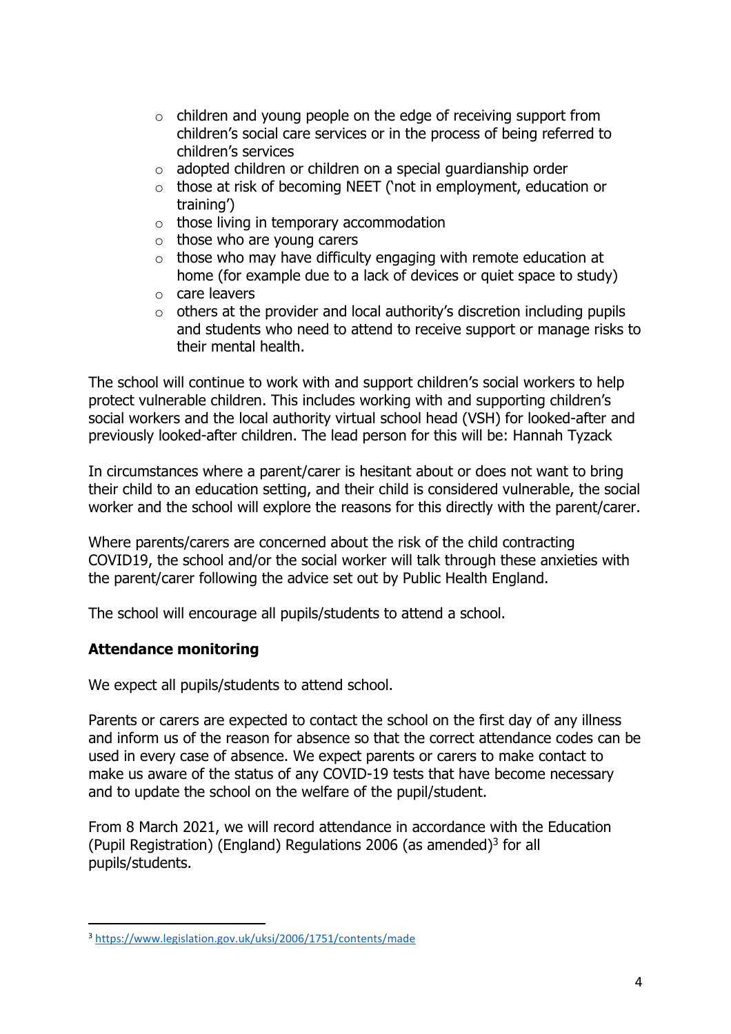- children and young people on the edge of receiving support from children's social care services or in the process of being referred to children's services
  - adopted children or children on a special guardianship order
  - those at risk of becoming NEET ('not in employment, education or training')
  - those living in temporary accommodation
  - those who are young carers
  - those who may have difficulty engaging with remote education at home (for example due to a lack of devices or quiet space to study)
  - care leavers
  - others at the provider and local authority's discretion including pupils and students who need to attend to receive support or manage risks to their mental health.

The school will continue to work with and support children's social workers to help protect vulnerable children. This includes working with and supporting children's social workers and the local authority virtual school head (VSH) for looked-after and previously looked-after children. The lead person for this will be: Hannah Tyzack

In circumstances where a parent/carer is hesitant about or does not want to bring their child to an education setting, and their child is considered vulnerable, the social worker and the school will explore the reasons for this directly with the parent/carer.

Where parents/carers are concerned about the risk of the child contracting COVID19, the school and/or the social worker will talk through these anxieties with the parent/carer following the advice set out by Public Health England.

The school will encourage all pupils/students to attend a school.

**Attendance monitoring**

We expect all pupils/students to attend school.

Parents or carers are expected to contact the school on the first day of any illness and inform us of the reason for absence so that the correct attendance codes can be used in every case of absence. We expect parents or carers to make contact to make us aware of the status of any COVID-19 tests that have become necessary and to update the school on the welfare of the pupil/student.

From 8 March 2021, we will record attendance in accordance with the Education (Pupil Registration) (England) Regulations 2006 (as amended)[3] for all pupils/students.

[3] https://www.legislation.gov.uk/uksi/2006/1751/contents/made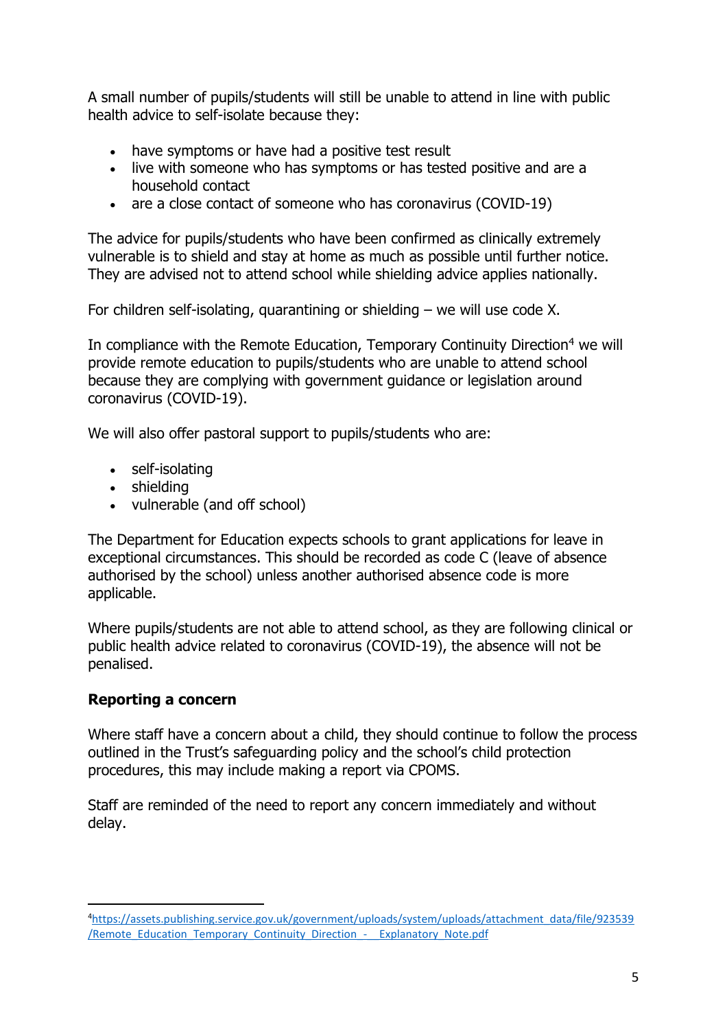A small number of pupils/students will still be unable to attend in line with public health advice to self-isolate because they:

- have symptoms or have had a positive test result
- live with someone who has symptoms or has tested positive and are a household contact
- are a close contact of someone who has coronavirus (COVID-19)

The advice for pupils/students who have been confirmed as clinically extremely vulnerable is to shield and stay at home as much as possible until further notice. They are advised not to attend school while shielding advice applies nationally.

For children self-isolating, quarantining or shielding – we will use code X.

In compliance with the Remote Education, Temporary Continuity Direction[4] we will provide remote education to pupils/students who are unable to attend school because they are complying with government guidance or legislation around coronavirus (COVID-19).

We will also offer pastoral support to pupils/students who are:

- self-isolating
- shielding
- vulnerable (and off school)

The Department for Education expects schools to grant applications for leave in exceptional circumstances. This should be recorded as code C (leave of absence authorised by the school) unless another authorised absence code is more applicable.

Where pupils/students are not able to attend school, as they are following clinical or public health advice related to coronavirus (COVID-19), the absence will not be penalised.

**Reporting a concern**

Where staff have a concern about a child, they should continue to follow the process outlined in the Trust's safeguarding policy and the school's child protection procedures, this may include making a report via CPOMS.

Staff are reminded of the need to report any concern immediately and without delay.

---

[4] https://assets.publishing.service.gov.uk/government/uploads/system/uploads/attachment_data/file/923539/Remote_Education_Temporary_Continuity_Direction_-__Explanatory_Note.pdf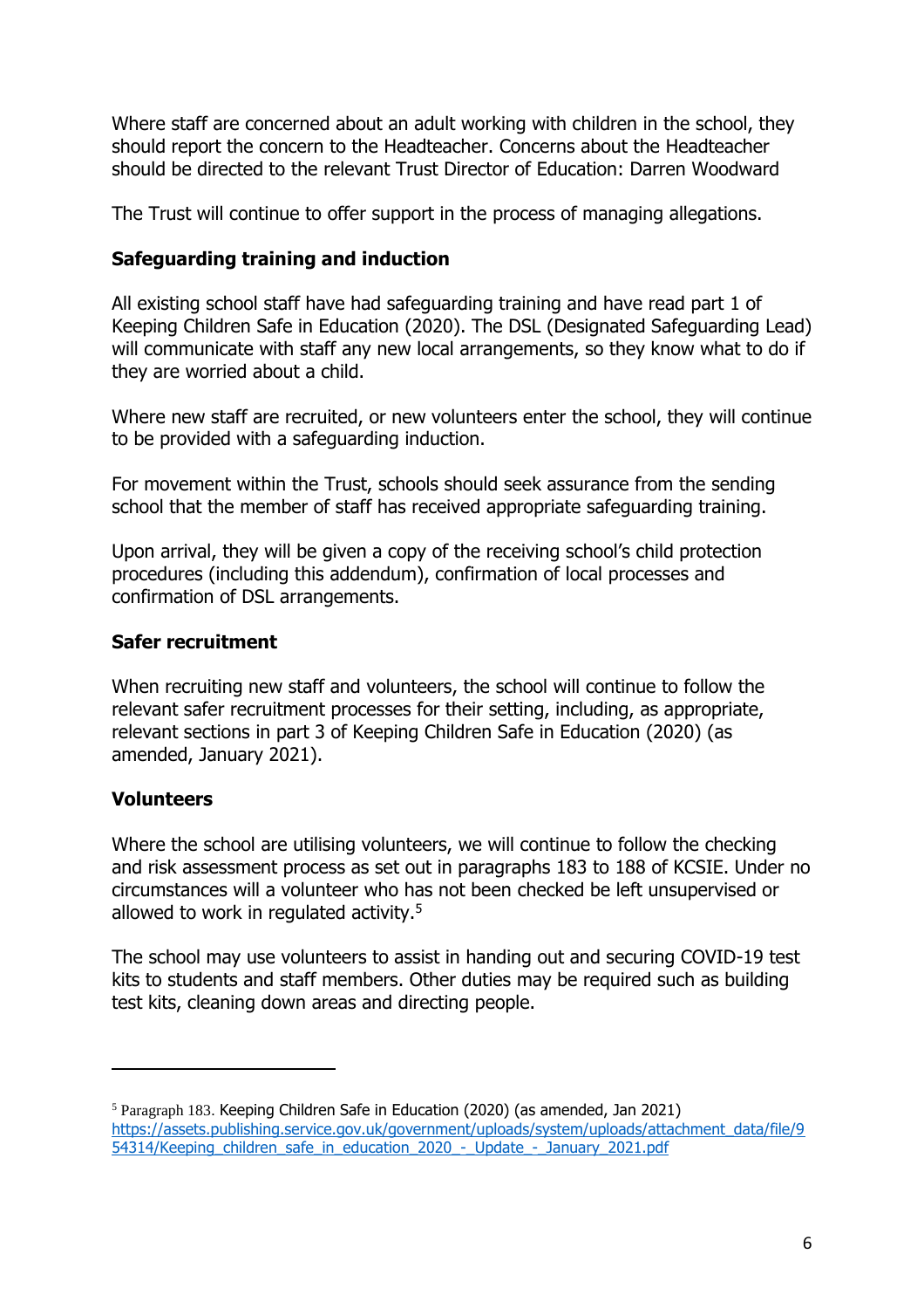Where staff are concerned about an adult working with children in the school, they should report the concern to the Headteacher. Concerns about the Headteacher should be directed to the relevant Trust Director of Education: Darren Woodward

The Trust will continue to offer support in the process of managing allegations.

## Safeguarding training and induction

All existing school staff have had safeguarding training and have read part 1 of Keeping Children Safe in Education (2020). The DSL (Designated Safeguarding Lead) will communicate with staff any new local arrangements, so they know what to do if they are worried about a child.

Where new staff are recruited, or new volunteers enter the school, they will continue to be provided with a safeguarding induction.

For movement within the Trust, schools should seek assurance from the sending school that the member of staff has received appropriate safeguarding training.

Upon arrival, they will be given a copy of the receiving school's child protection procedures (including this addendum), confirmation of local processes and confirmation of DSL arrangements.

## Safer recruitment

When recruiting new staff and volunteers, the school will continue to follow the relevant safer recruitment processes for their setting, including, as appropriate, relevant sections in part 3 of Keeping Children Safe in Education (2020) (as amended, January 2021).

## Volunteers

Where the school are utilising volunteers, we will continue to follow the checking and risk assessment process as set out in paragraphs 183 to 188 of KCSIE. Under no circumstances will a volunteer who has not been checked be left unsupervised or allowed to work in regulated activity.[5]

The school may use volunteers to assist in handing out and securing COVID-19 test kits to students and staff members. Other duties may be required such as building test kits, cleaning down areas and directing people.

---

[5] Paragraph 183. Keeping Children Safe in Education (2020) (as amended, Jan 2021) https://assets.publishing.service.gov.uk/government/uploads/system/uploads/attachment_data/file/954314/Keeping_children_safe_in_education_2020_-_Update_-_January_2021.pdf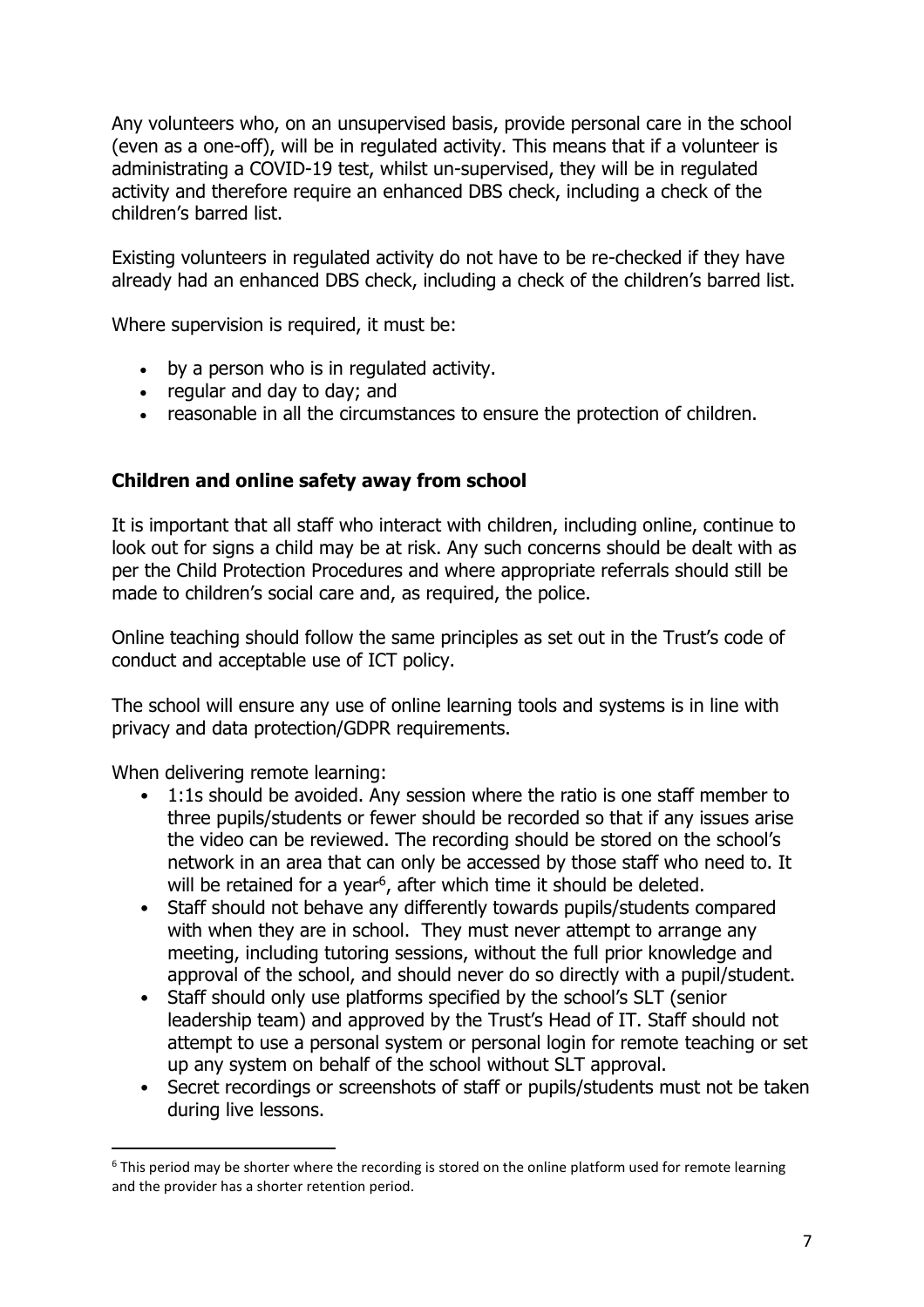Any volunteers who, on an unsupervised basis, provide personal care in the school (even as a one-off), will be in regulated activity. This means that if a volunteer is administrating a COVID-19 test, whilst un-supervised, they will be in regulated activity and therefore require an enhanced DBS check, including a check of the children's barred list.

Existing volunteers in regulated activity do not have to be re-checked if they have already had an enhanced DBS check, including a check of the children's barred list.

Where supervision is required, it must be:

- by a person who is in regulated activity.
- regular and day to day; and
- reasonable in all the circumstances to ensure the protection of children.

### Children and online safety away from school

It is important that all staff who interact with children, including online, continue to look out for signs a child may be at risk. Any such concerns should be dealt with as per the Child Protection Procedures and where appropriate referrals should still be made to children's social care and, as required, the police.

Online teaching should follow the same principles as set out in the Trust's code of conduct and acceptable use of ICT policy.

The school will ensure any use of online learning tools and systems is in line with privacy and data protection/GDPR requirements.

When delivering remote learning:

- 1:1s should be avoided. Any session where the ratio is one staff member to three pupils/students or fewer should be recorded so that if any issues arise the video can be reviewed. The recording should be stored on the school's network in an area that can only be accessed by those staff who need to. It will be retained for a year[6], after which time it should be deleted.
- Staff should not behave any differently towards pupils/students compared with when they are in school. They must never attempt to arrange any meeting, including tutoring sessions, without the full prior knowledge and approval of the school, and should never do so directly with a pupil/student.
- Staff should only use platforms specified by the school's SLT (senior leadership team) and approved by the Trust's Head of IT. Staff should not attempt to use a personal system or personal login for remote teaching or set up any system on behalf of the school without SLT approval.
- Secret recordings or screenshots of staff or pupils/students must not be taken during live lessons.

---

[6] This period may be shorter where the recording is stored on the online platform used for remote learning and the provider has a shorter retention period.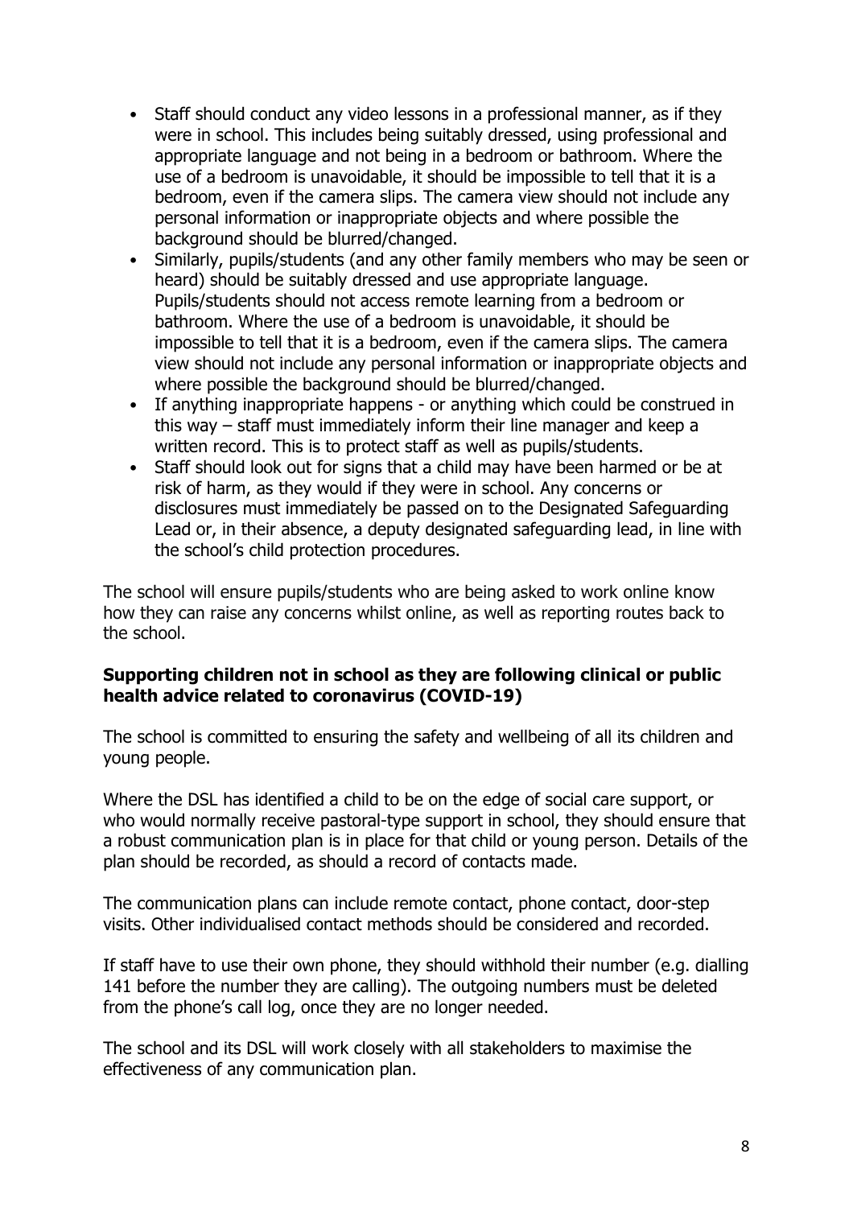- Staff should conduct any video lessons in a professional manner, as if they were in school. This includes being suitably dressed, using professional and appropriate language and not being in a bedroom or bathroom. Where the use of a bedroom is unavoidable, it should be impossible to tell that it is a bedroom, even if the camera slips. The camera view should not include any personal information or inappropriate objects and where possible the background should be blurred/changed.
- Similarly, pupils/students (and any other family members who may be seen or heard) should be suitably dressed and use appropriate language. Pupils/students should not access remote learning from a bedroom or bathroom. Where the use of a bedroom is unavoidable, it should be impossible to tell that it is a bedroom, even if the camera slips. The camera view should not include any personal information or inappropriate objects and where possible the background should be blurred/changed.
- If anything inappropriate happens - or anything which could be construed in this way – staff must immediately inform their line manager and keep a written record. This is to protect staff as well as pupils/students.
- Staff should look out for signs that a child may have been harmed or be at risk of harm, as they would if they were in school. Any concerns or disclosures must immediately be passed on to the Designated Safeguarding Lead or, in their absence, a deputy designated safeguarding lead, in line with the school's child protection procedures.

The school will ensure pupils/students who are being asked to work online know how they can raise any concerns whilst online, as well as reporting routes back to the school.

**Supporting children not in school as they are following clinical or public health advice related to coronavirus (COVID-19)**

The school is committed to ensuring the safety and wellbeing of all its children and young people.

Where the DSL has identified a child to be on the edge of social care support, or who would normally receive pastoral-type support in school, they should ensure that a robust communication plan is in place for that child or young person. Details of the plan should be recorded, as should a record of contacts made.

The communication plans can include remote contact, phone contact, door-step visits. Other individualised contact methods should be considered and recorded.

If staff have to use their own phone, they should withhold their number (e.g. dialling 141 before the number they are calling). The outgoing numbers must be deleted from the phone's call log, once they are no longer needed.

The school and its DSL will work closely with all stakeholders to maximise the effectiveness of any communication plan.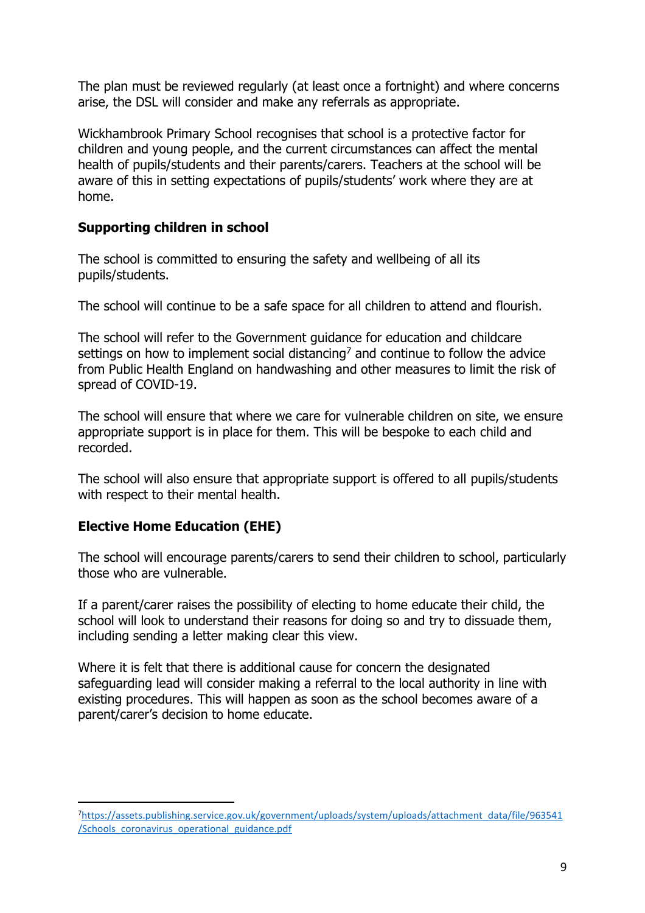The plan must be reviewed regularly (at least once a fortnight) and where concerns arise, the DSL will consider and make any referrals as appropriate.

Wickhambrook Primary School recognises that school is a protective factor for children and young people, and the current circumstances can affect the mental health of pupils/students and their parents/carers. Teachers at the school will be aware of this in setting expectations of pupils/students' work where they are at home.

**Supporting children in school**

The school is committed to ensuring the safety and wellbeing of all its pupils/students.

The school will continue to be a safe space for all children to attend and flourish.

The school will refer to the Government guidance for education and childcare settings on how to implement social distancing[7] and continue to follow the advice from Public Health England on handwashing and other measures to limit the risk of spread of COVID-19.

The school will ensure that where we care for vulnerable children on site, we ensure appropriate support is in place for them. This will be bespoke to each child and recorded.

The school will also ensure that appropriate support is offered to all pupils/students with respect to their mental health.

**Elective Home Education (EHE)**

The school will encourage parents/carers to send their children to school, particularly those who are vulnerable.

If a parent/carer raises the possibility of electing to home educate their child, the school will look to understand their reasons for doing so and try to dissuade them, including sending a letter making clear this view.

Where it is felt that there is additional cause for concern the designated safeguarding lead will consider making a referral to the local authority in line with existing procedures. This will happen as soon as the school becomes aware of a parent/carer's decision to home educate.

---

[7] https://assets.publishing.service.gov.uk/government/uploads/system/uploads/attachment_data/file/963541/Schools_coronavirus_operational_guidance.pdf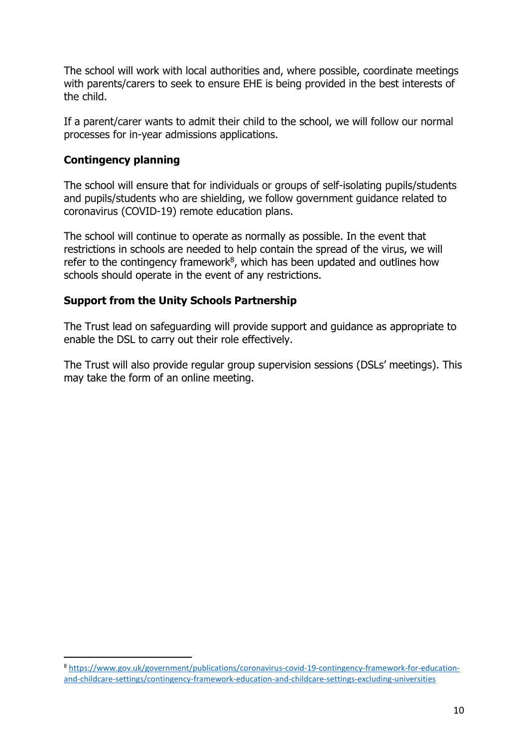The school will work with local authorities and, where possible, coordinate meetings with parents/carers to seek to ensure EHE is being provided in the best interests of the child.

If a parent/carer wants to admit their child to the school, we will follow our normal processes for in-year admissions applications.

**Contingency planning**

The school will ensure that for individuals or groups of self-isolating pupils/students and pupils/students who are shielding, we follow government guidance related to coronavirus (COVID-19) remote education plans.

The school will continue to operate as normally as possible. In the event that restrictions in schools are needed to help contain the spread of the virus, we will refer to the contingency framework[8], which has been updated and outlines how schools should operate in the event of any restrictions.

**Support from the Unity Schools Partnership**

The Trust lead on safeguarding will provide support and guidance as appropriate to enable the DSL to carry out their role effectively.

The Trust will also provide regular group supervision sessions (DSLs' meetings). This may take the form of an online meeting.

---

[8] https://www.gov.uk/government/publications/coronavirus-covid-19-contingency-framework-for-education-and-childcare-settings/contingency-framework-education-and-childcare-settings-excluding-universities